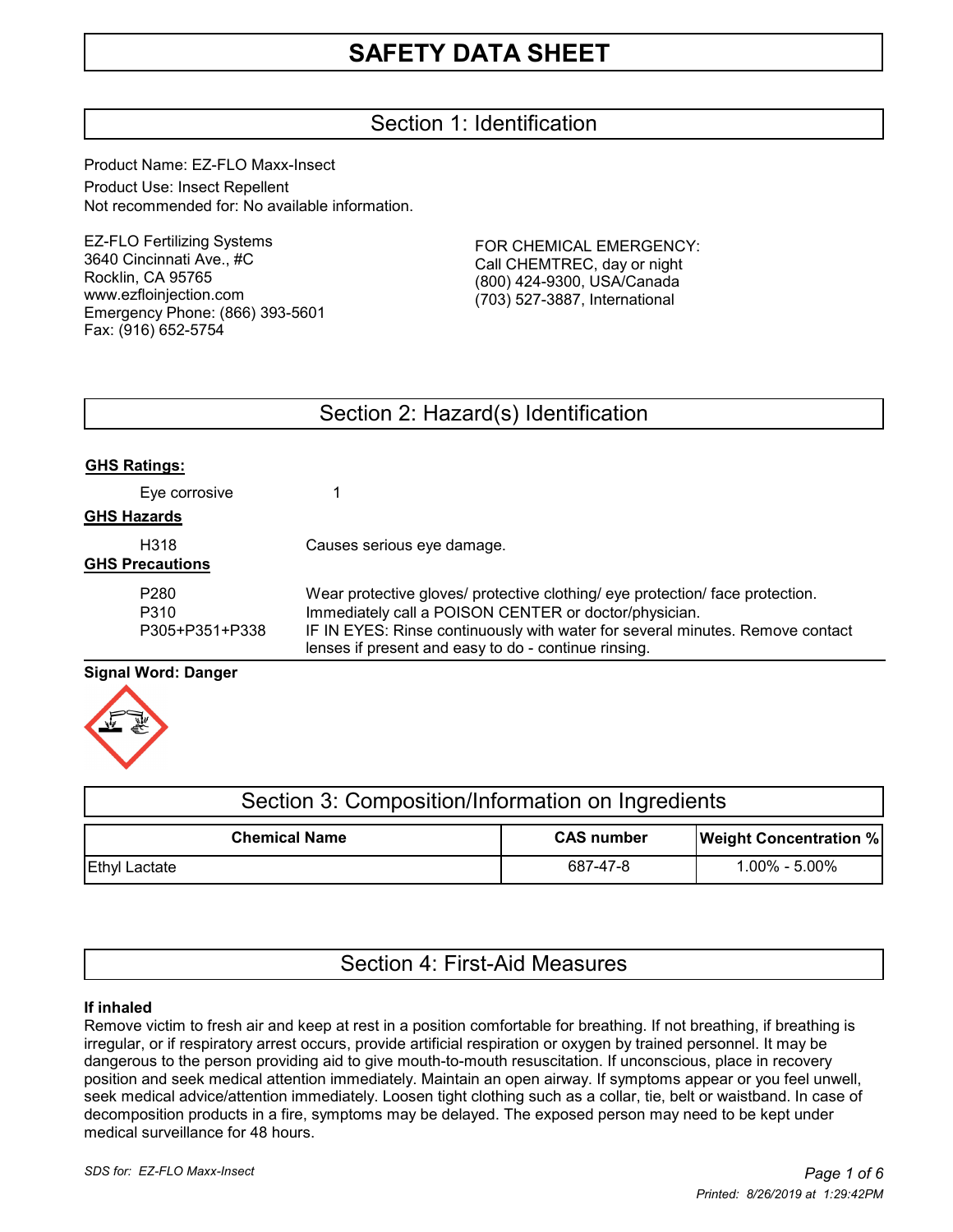# SAFETY DATA SHEET

## Section 1: Identification

Product Name: EZ-FLO Maxx-Insect

Product Use: Insect Repellent

Not recommended for: No available information.

EZ-FLO Fertilizing Systems
3640 Cincinnati Ave., #C
Rocklin, CA 95765
www.ezfloinjection.com
Emergency Phone: (866) 393-5601
Fax: (916) 652-5754

FOR CHEMICAL EMERGENCY:
Call CHEMTREC, day or night
(800) 424-9300, USA/Canada
(703) 527-3887, International

## Section 2: Hazard(s) Identification

**GHS Ratings:**

| | |
|---|---|
| Eye corrosive | 1 |

**GHS Hazards**

| | |
|---|---|
| H318 | Causes serious eye damage. |

**GHS Precautions**

| | |
|---|---|
| P280 | Wear protective gloves/ protective clothing/ eye protection/ face protection. |
| P310 | Immediately call a POISON CENTER or doctor/physician. |
| P305+P351+P338 | IF IN EYES: Rinse continuously with water for several minutes. Remove contact lenses if present and easy to do - continue rinsing. |

**Signal Word: Danger**

## Section 3: Composition/Information on Ingredients

| Chemical Name | CAS number | Weight Concentration % |
|---|---|---|
| Ethyl Lactate | 687-47-8 | 1.00% - 5.00% |

## Section 4: First-Aid Measures

**If inhaled**

Remove victim to fresh air and keep at rest in a position comfortable for breathing. If not breathing, if breathing is irregular, or if respiratory arrest occurs, provide artificial respiration or oxygen by trained personnel. It may be dangerous to the person providing aid to give mouth-to-mouth resuscitation. If unconscious, place in recovery position and seek medical attention immediately. Maintain an open airway. If symptoms appear or you feel unwell, seek medical advice/attention immediately. Loosen tight clothing such as a collar, tie, belt or waistband. In case of decomposition products in a fire, symptoms may be delayed. The exposed person may need to be kept under medical surveillance for 48 hours.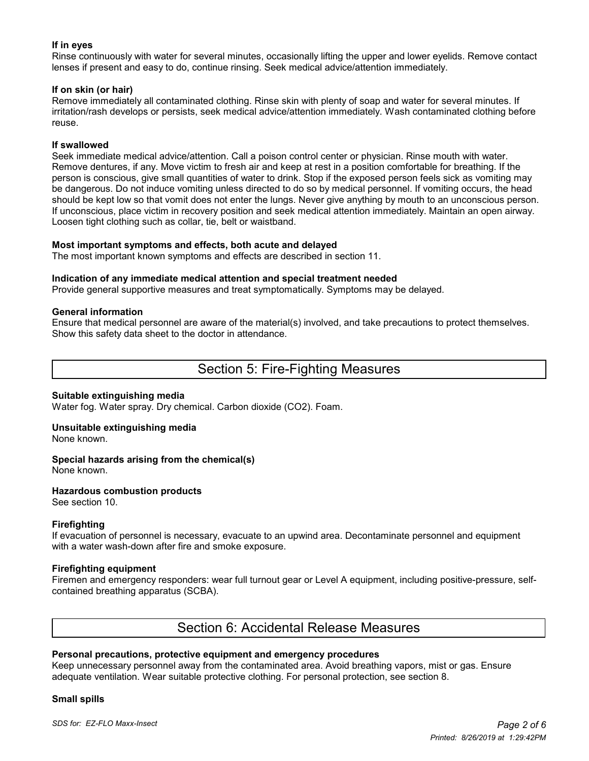**If in eyes**

Rinse continuously with water for several minutes, occasionally lifting the upper and lower eyelids. Remove contact lenses if present and easy to do, continue rinsing. Seek medical advice/attention immediately.

**If on skin (or hair)**

Remove immediately all contaminated clothing. Rinse skin with plenty of soap and water for several minutes. If irritation/rash develops or persists, seek medical advice/attention immediately. Wash contaminated clothing before reuse.

**If swallowed**

Seek immediate medical advice/attention. Call a poison control center or physician. Rinse mouth with water. Remove dentures, if any. Move victim to fresh air and keep at rest in a position comfortable for breathing. If the person is conscious, give small quantities of water to drink. Stop if the exposed person feels sick as vomiting may be dangerous. Do not induce vomiting unless directed to do so by medical personnel. If vomiting occurs, the head should be kept low so that vomit does not enter the lungs. Never give anything by mouth to an unconscious person. If unconscious, place victim in recovery position and seek medical attention immediately. Maintain an open airway. Loosen tight clothing such as collar, tie, belt or waistband.

**Most important symptoms and effects, both acute and delayed**

The most important known symptoms and effects are described in section 11.

**Indication of any immediate medical attention and special treatment needed**

Provide general supportive measures and treat symptomatically. Symptoms may be delayed.

**General information**

Ensure that medical personnel are aware of the material(s) involved, and take precautions to protect themselves. Show this safety data sheet to the doctor in attendance.

## Section 5: Fire-Fighting Measures

**Suitable extinguishing media**

Water fog. Water spray. Dry chemical. Carbon dioxide ($CO_2$). Foam.

**Unsuitable extinguishing media**

None known.

**Special hazards arising from the chemical(s)**

None known.

**Hazardous combustion products**

See section 10.

**Firefighting**

If evacuation of personnel is necessary, evacuate to an upwind area. Decontaminate personnel and equipment with a water wash-down after fire and smoke exposure.

**Firefighting equipment**

Firemen and emergency responders: wear full turnout gear or Level A equipment, including positive-pressure, self-contained breathing apparatus (SCBA).

## Section 6: Accidental Release Measures

**Personal precautions, protective equipment and emergency procedures**

Keep unnecessary personnel away from the contaminated area. Avoid breathing vapors, mist or gas. Ensure adequate ventilation. Wear suitable protective clothing. For personal protection, see section 8.

**Small spills**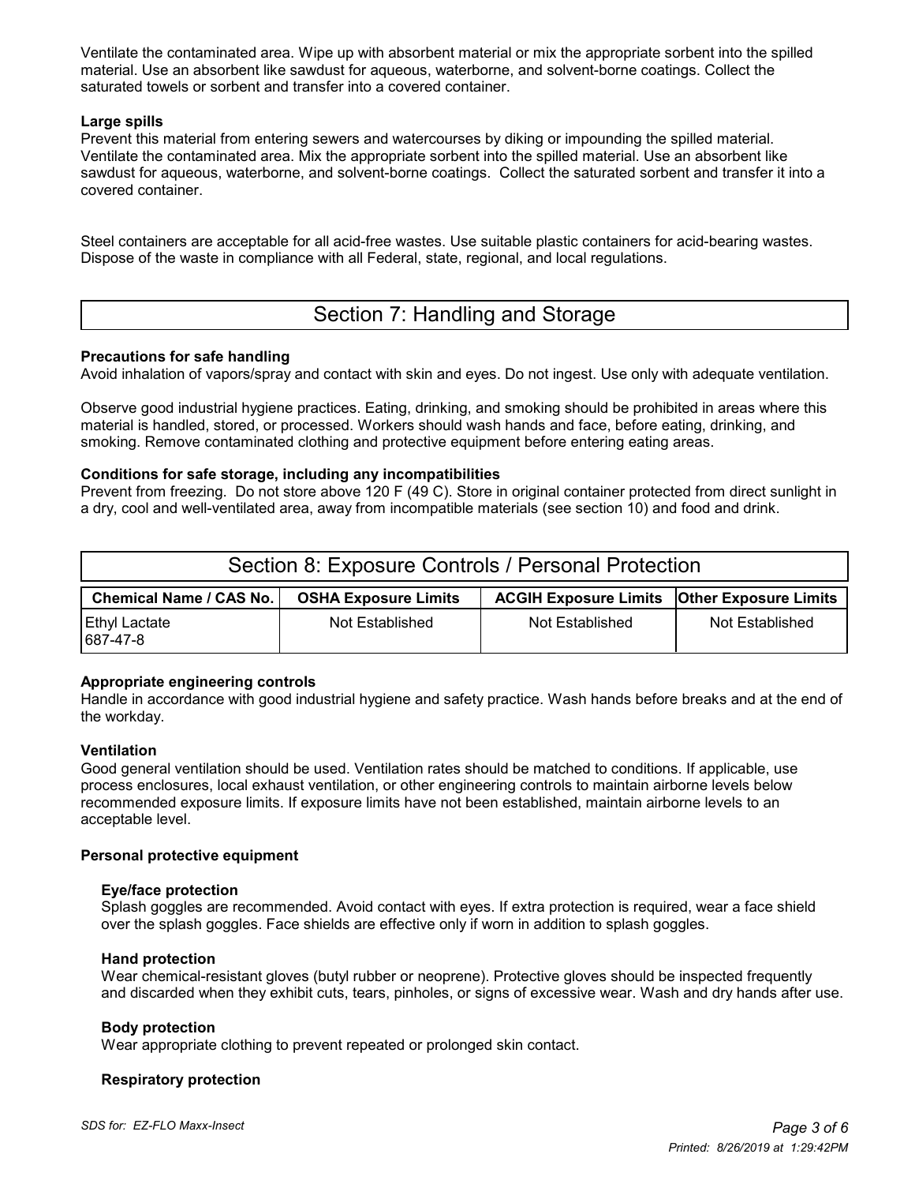Ventilate the contaminated area. Wipe up with absorbent material or mix the appropriate sorbent into the spilled material. Use an absorbent like sawdust for aqueous, waterborne, and solvent-borne coatings. Collect the saturated towels or sorbent and transfer into a covered container.

**Large spills**

Prevent this material from entering sewers and watercourses by diking or impounding the spilled material. Ventilate the contaminated area. Mix the appropriate sorbent into the spilled material. Use an absorbent like sawdust for aqueous, waterborne, and solvent-borne coatings. Collect the saturated sorbent and transfer it into a covered container.

Steel containers are acceptable for all acid-free wastes. Use suitable plastic containers for acid-bearing wastes. Dispose of the waste in compliance with all Federal, state, regional, and local regulations.

## Section 7: Handling and Storage

**Precautions for safe handling**

Avoid inhalation of vapors/spray and contact with skin and eyes. Do not ingest. Use only with adequate ventilation.

Observe good industrial hygiene practices. Eating, drinking, and smoking should be prohibited in areas where this material is handled, stored, or processed. Workers should wash hands and face, before eating, drinking, and smoking. Remove contaminated clothing and protective equipment before entering eating areas.

**Conditions for safe storage, including any incompatibilities**

Prevent from freezing. Do not store above 120 F (49 C). Store in original container protected from direct sunlight in a dry, cool and well-ventilated area, away from incompatible materials (see section 10) and food and drink.

## Section 8: Exposure Controls / Personal Protection

| Chemical Name / CAS No. | OSHA Exposure Limits | ACGIH Exposure Limits | Other Exposure Limits |
|---|---|---|---|
| Ethyl Lactate 687-47-8 | Not Established | Not Established | Not Established |

**Appropriate engineering controls**

Handle in accordance with good industrial hygiene and safety practice. Wash hands before breaks and at the end of the workday.

**Ventilation**

Good general ventilation should be used. Ventilation rates should be matched to conditions. If applicable, use process enclosures, local exhaust ventilation, or other engineering controls to maintain airborne levels below recommended exposure limits. If exposure limits have not been established, maintain airborne levels to an acceptable level.

**Personal protective equipment**

**Eye/face protection**

Splash goggles are recommended. Avoid contact with eyes. If extra protection is required, wear a face shield over the splash goggles. Face shields are effective only if worn in addition to splash goggles.

**Hand protection**

Wear chemical-resistant gloves (butyl rubber or neoprene). Protective gloves should be inspected frequently and discarded when they exhibit cuts, tears, pinholes, or signs of excessive wear. Wash and dry hands after use.

**Body protection**

Wear appropriate clothing to prevent repeated or prolonged skin contact.

**Respiratory protection**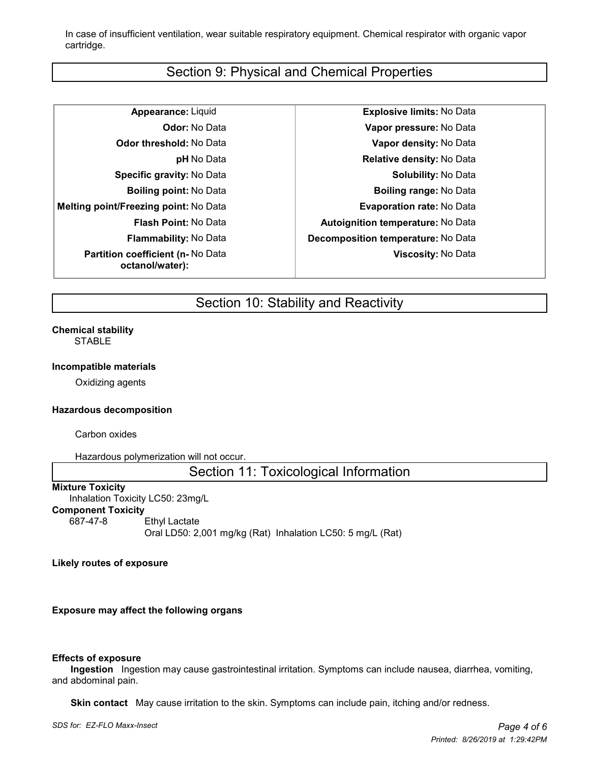In case of insufficient ventilation, wear suitable respiratory equipment. Chemical respirator with organic vapor cartridge.

## Section 9: Physical and Chemical Properties

| Property | Value | Property | Value |
|---|---|---|---|
| **Appearance:** | Liquid | **Explosive limits:** | No Data |
| **Odor:** | No Data | **Vapor pressure:** | No Data |
| **Odor threshold:** | No Data | **Vapor density:** | No Data |
| **pH** | No Data | **Relative density:** | No Data |
| **Specific gravity:** | No Data | **Solubility:** | No Data |
| **Boiling point:** | No Data | **Boiling range:** | No Data |
| **Melting point/Freezing point:** | No Data | **Evaporation rate:** | No Data |
| **Flash Point:** | No Data | **Autoignition temperature:** | No Data |
| **Flammability:** | No Data | **Decomposition temperature:** | No Data |
| **Partition coefficient (n-octanol/water):** | No Data | **Viscosity:** | No Data |

## Section 10: Stability and Reactivity

**Chemical stability**

STABLE

**Incompatible materials**

Oxidizing agents

**Hazardous decomposition**

Carbon oxides

Hazardous polymerization will not occur.

## Section 11: Toxicological Information

**Mixture Toxicity**

Inhalation Toxicity LC50: 23mg/L

**Component Toxicity**

687-47-8 Ethyl Lactate

Oral LD50: 2,001 mg/kg (Rat) Inhalation LC50: 5 mg/L (Rat)

**Likely routes of exposure**

**Exposure may affect the following organs**

**Effects of exposure**

**Ingestion** Ingestion may cause gastrointestinal irritation. Symptoms can include nausea, diarrhea, vomiting, and abdominal pain.

**Skin contact** May cause irritation to the skin. Symptoms can include pain, itching and/or redness.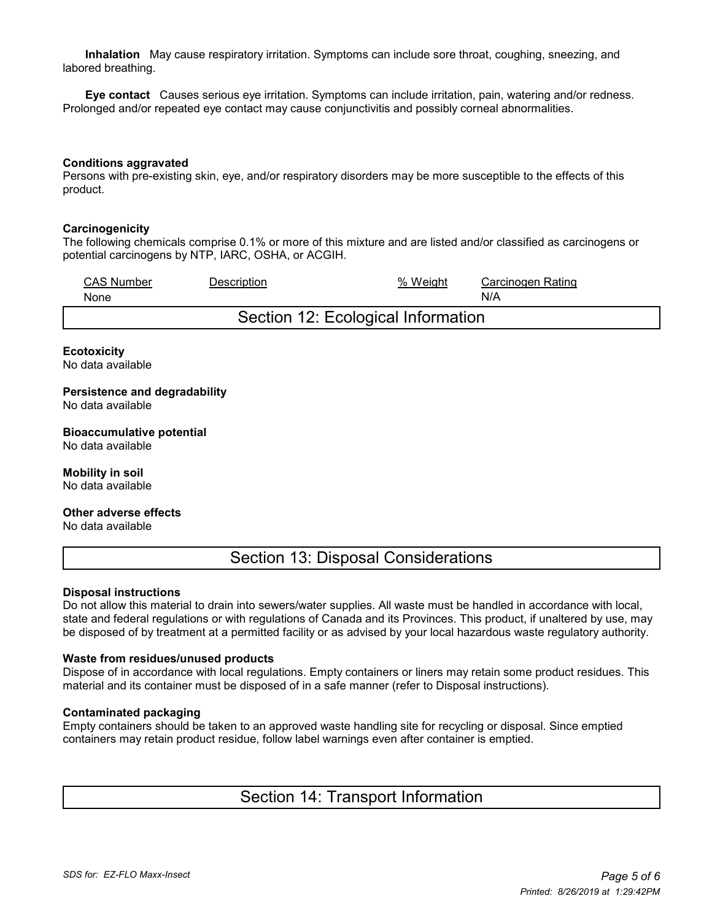**Inhalation** May cause respiratory irritation. Symptoms can include sore throat, coughing, sneezing, and labored breathing.

**Eye contact** Causes serious eye irritation. Symptoms can include irritation, pain, watering and/or redness. Prolonged and/or repeated eye contact may cause conjunctivitis and possibly corneal abnormalities.

**Conditions aggravated**
Persons with pre-existing skin, eye, and/or respiratory disorders may be more susceptible to the effects of this product.

**Carcinogenicity**
The following chemicals comprise 0.1% or more of this mixture and are listed and/or classified as carcinogens or potential carcinogens by NTP, IARC, OSHA, or ACGIH.

| CAS Number | Description | % Weight | Carcinogen Rating |
|---|---|---|---|
| None | | | N/A |

## Section 12: Ecological Information

**Ecotoxicity**
No data available

**Persistence and degradability**
No data available

**Bioaccumulative potential**
No data available

**Mobility in soil**
No data available

**Other adverse effects**
No data available

## Section 13: Disposal Considerations

**Disposal instructions**
Do not allow this material to drain into sewers/water supplies. All waste must be handled in accordance with local, state and federal regulations or with regulations of Canada and its Provinces. This product, if unaltered by use, may be disposed of by treatment at a permitted facility or as advised by your local hazardous waste regulatory authority.

**Waste from residues/unused products**
Dispose of in accordance with local regulations. Empty containers or liners may retain some product residues. This material and its container must be disposed of in a safe manner (refer to Disposal instructions).

**Contaminated packaging**
Empty containers should be taken to an approved waste handling site for recycling or disposal. Since emptied containers may retain product residue, follow label warnings even after container is emptied.

## Section 14: Transport Information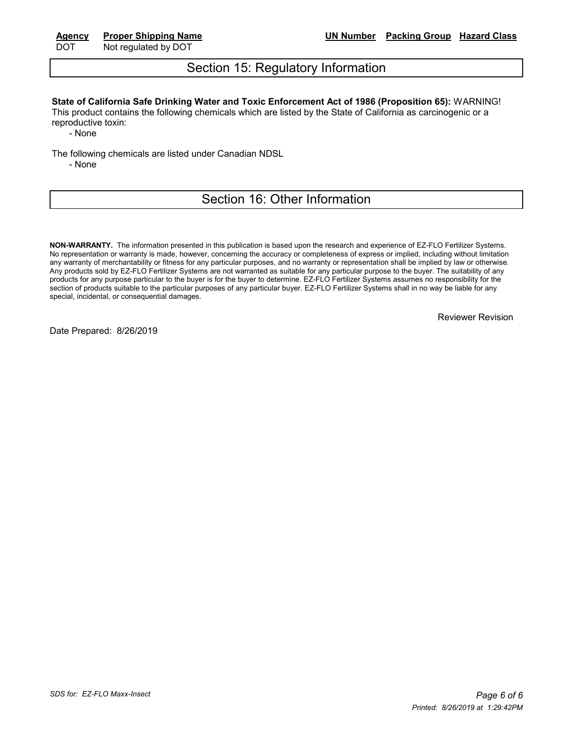| Agency | Proper Shipping Name | UN Number | Packing Group | Hazard Class |
|---|---|---|---|---|
| DOT | Not regulated by DOT | | | |

## Section 15: Regulatory Information

**State of California Safe Drinking Water and Toxic Enforcement Act of 1986 (Proposition 65):** WARNING! This product contains the following chemicals which are listed by the State of California as carcinogenic or a reproductive toxin:

- None

The following chemicals are listed under Canadian NDSL

- None

## Section 16: Other Information

**NON-WARRANTY.** The information presented in this publication is based upon the research and experience of EZ-FLO Fertilizer Systems. No representation or warranty is made, however, concerning the accuracy or completeness of express or implied, including without limitation any warranty of merchantability or fitness for any particular purposes, and no warranty or representation shall be implied by law or otherwise. Any products sold by EZ-FLO Fertilizer Systems are not warranted as suitable for any particular purpose to the buyer. The suitability of any products for any purpose particular to the buyer is for the buyer to determine. EZ-FLO Fertilizer Systems assumes no responsibility for the section of products suitable to the particular purposes of any particular buyer. EZ-FLO Fertilizer Systems shall in no way be liable for any special, incidental, or consequential damages.

Reviewer Revision

Date Prepared: 8/26/2019